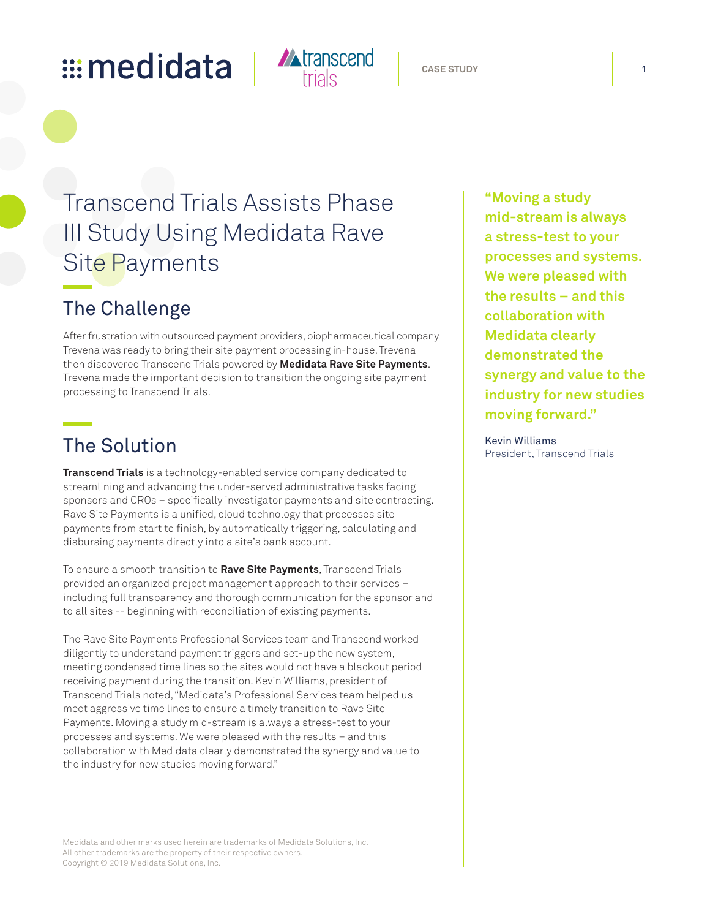# Transcend Trials Assists Phase III Study Using Medidata Rave Site Payments

## The Challenge

After frustration with outsourced payment providers, biopharmaceutical company Trevena was ready to bring their site payment processing in-house. Trevena then discovered Transcend Trials powered by **Medidata Rave Site Payments**. Trevena made the important decision to transition the ongoing site payment processing to Transcend Trials.

## The Solution

**Transcend Trials** is a technology-enabled service company dedicated to streamlining and advancing the under-served administrative tasks facing sponsors and CROs – specifically investigator payments and site contracting. Rave Site Payments is a unified, cloud technology that processes site payments from start to finish, by automatically triggering, calculating and disbursing payments directly into a site's bank account.

To ensure a smooth transition to **Rave Site Payments**, Transcend Trials provided an organized project management approach to their services – including full transparency and thorough communication for the sponsor and to all sites -- beginning with reconciliation of existing payments.

The Rave Site Payments Professional Services team and Transcend worked diligently to understand payment triggers and set-up the new system, meeting condensed time lines so the sites would not have a blackout period receiving payment during the transition. Kevin Williams, president of Transcend Trials noted, "Medidata's Professional Services team helped us meet aggressive time lines to ensure a timely transition to Rave Site Payments. Moving a study mid-stream is always a stress-test to your processes and systems. We were pleased with the results – and this collaboration with Medidata clearly demonstrated the synergy and value to the industry for new studies moving forward."

**"Moving a study mid-stream is always a stress-test to your processes and systems. We were pleased with the results – and this collaboration with Medidata clearly demonstrated the synergy and value to the industry for new studies moving forward."**

Kevin Williams
President, Transcend Trials

Medidata and other marks used herein are trademarks of Medidata Solutions, Inc.
All other trademarks are the property of their respective owners.
Copyright © 2019 Medidata Solutions, Inc.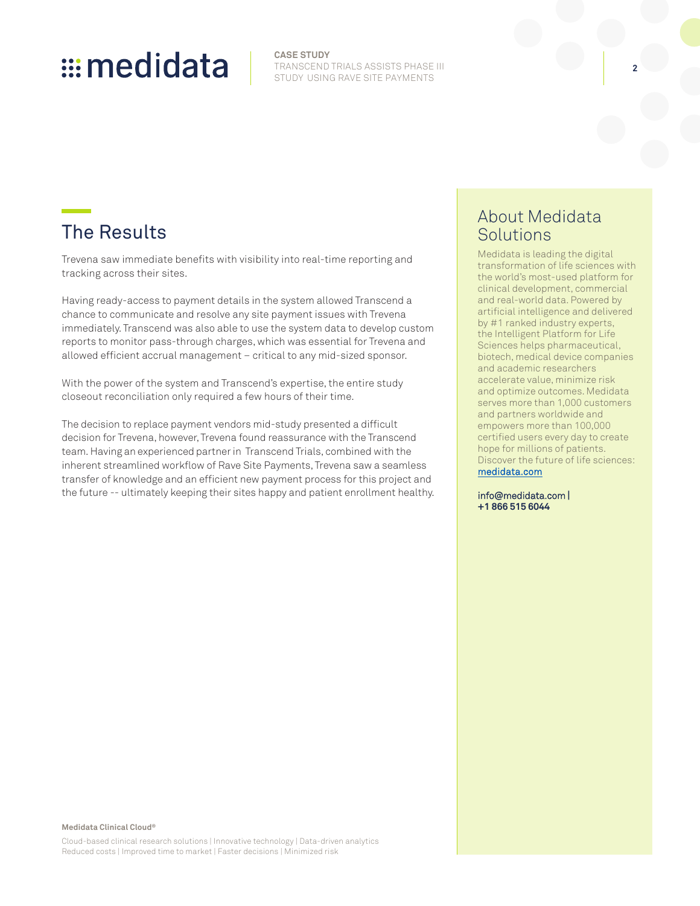## The Results

Trevena saw immediate benefits with visibility into real-time reporting and tracking across their sites.

Having ready-access to payment details in the system allowed Transcend a chance to communicate and resolve any site payment issues with Trevena immediately. Transcend was also able to use the system data to develop custom reports to monitor pass-through charges, which was essential for Trevena and allowed efficient accrual management – critical to any mid-sized sponsor.

With the power of the system and Transcend's expertise, the entire study closeout reconciliation only required a few hours of their time.

The decision to replace payment vendors mid-study presented a difficult decision for Trevena, however, Trevena found reassurance with the Transcend team. Having an experienced partner in Transcend Trials, combined with the inherent streamlined workflow of Rave Site Payments, Trevena saw a seamless transfer of knowledge and an efficient new payment process for this project and the future -- ultimately keeping their sites happy and patient enrollment healthy.

## About Medidata Solutions

Medidata is leading the digital transformation of life sciences with the world's most-used platform for clinical development, commercial and real-world data. Powered by artificial intelligence and delivered by #1 ranked industry experts, the Intelligent Platform for Life Sciences helps pharmaceutical, biotech, medical device companies and academic researchers accelerate value, minimize risk and optimize outcomes. Medidata serves more than 1,000 customers and partners worldwide and empowers more than 100,000 certified users every day to create hope for millions of patients. Discover the future of life sciences: medidata.com

**info@medidata.com | +1 866 515 6044**

**Medidata Clinical Cloud®**

Cloud-based clinical research solutions | Innovative technology | Data-driven analytics
Reduced costs | Improved time to market | Faster decisions | Minimized risk